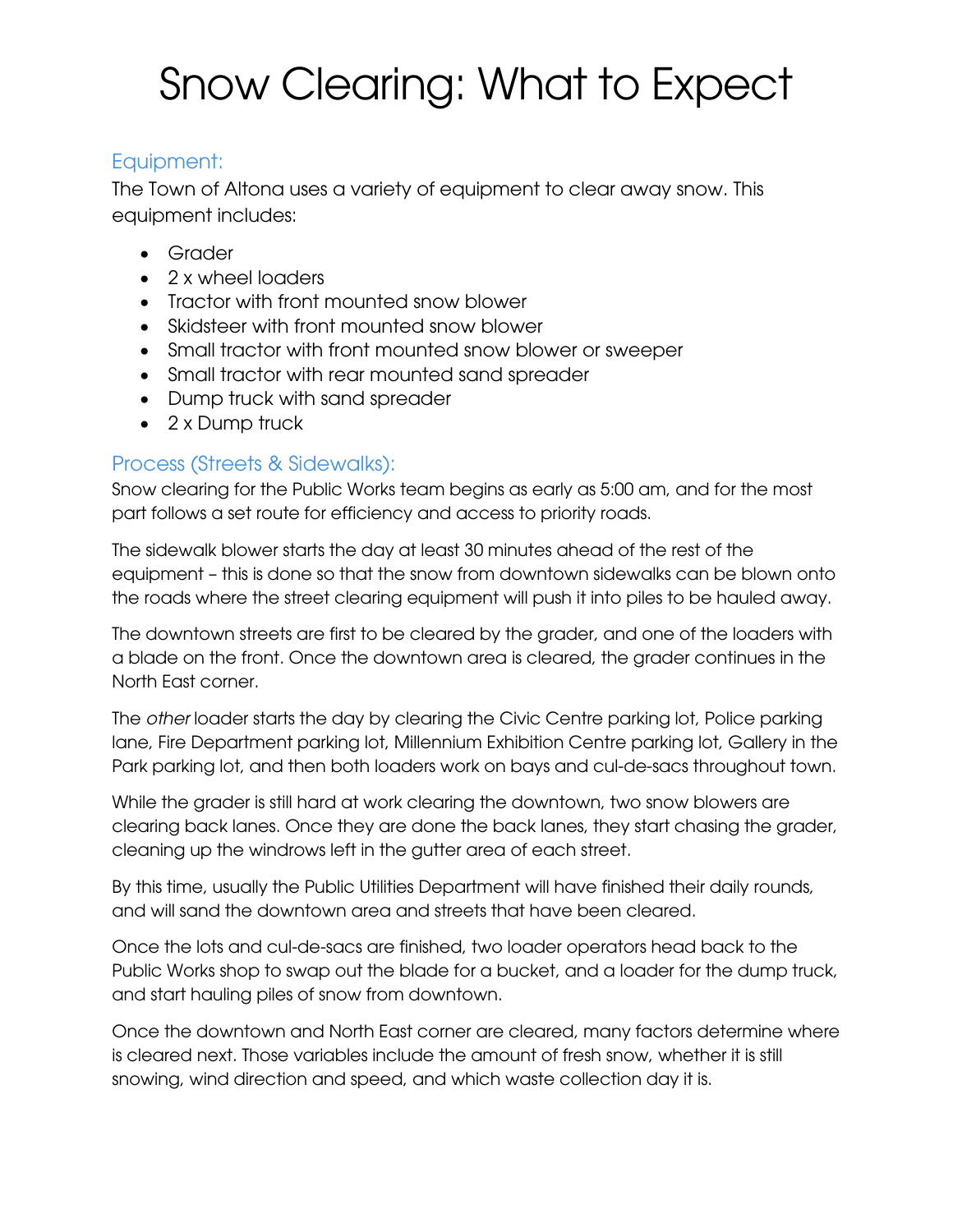# Snow Clearing: What to Expect

## Equipment:

The Town of Altona uses a variety of equipment to clear away snow. This equipment includes:

- Grader
- 2 x wheel loaders
- Tractor with front mounted snow blower
- Skidsteer with front mounted snow blower
- Small tractor with front mounted snow blower or sweeper
- Small tractor with rear mounted sand spreader
- Dump truck with sand spreader
- 2 x Dump truck

## Process (Streets & Sidewalks):

Snow clearing for the Public Works team begins as early as 5:00 am, and for the most part follows a set route for efficiency and access to priority roads.

The sidewalk blower starts the day at least 30 minutes ahead of the rest of the equipment – this is done so that the snow from downtown sidewalks can be blown onto the roads where the street clearing equipment will push it into piles to be hauled away.

The downtown streets are first to be cleared by the grader, and one of the loaders with a blade on the front. Once the downtown area is cleared, the grader continues in the North East corner.

The *other* loader starts the day by clearing the Civic Centre parking lot, Police parking lane, Fire Department parking lot, Millennium Exhibition Centre parking lot, Gallery in the Park parking lot, and then both loaders work on bays and cul-de-sacs throughout town.

While the grader is still hard at work clearing the downtown, two snow blowers are clearing back lanes. Once they are done the back lanes, they start chasing the grader, cleaning up the windrows left in the gutter area of each street.

By this time, usually the Public Utilities Department will have finished their daily rounds, and will sand the downtown area and streets that have been cleared.

Once the lots and cul-de-sacs are finished, two loader operators head back to the Public Works shop to swap out the blade for a bucket, and a loader for the dump truck, and start hauling piles of snow from downtown.

Once the downtown and North East corner are cleared, many factors determine where is cleared next. Those variables include the amount of fresh snow, whether it is still snowing, wind direction and speed, and which waste collection day it is.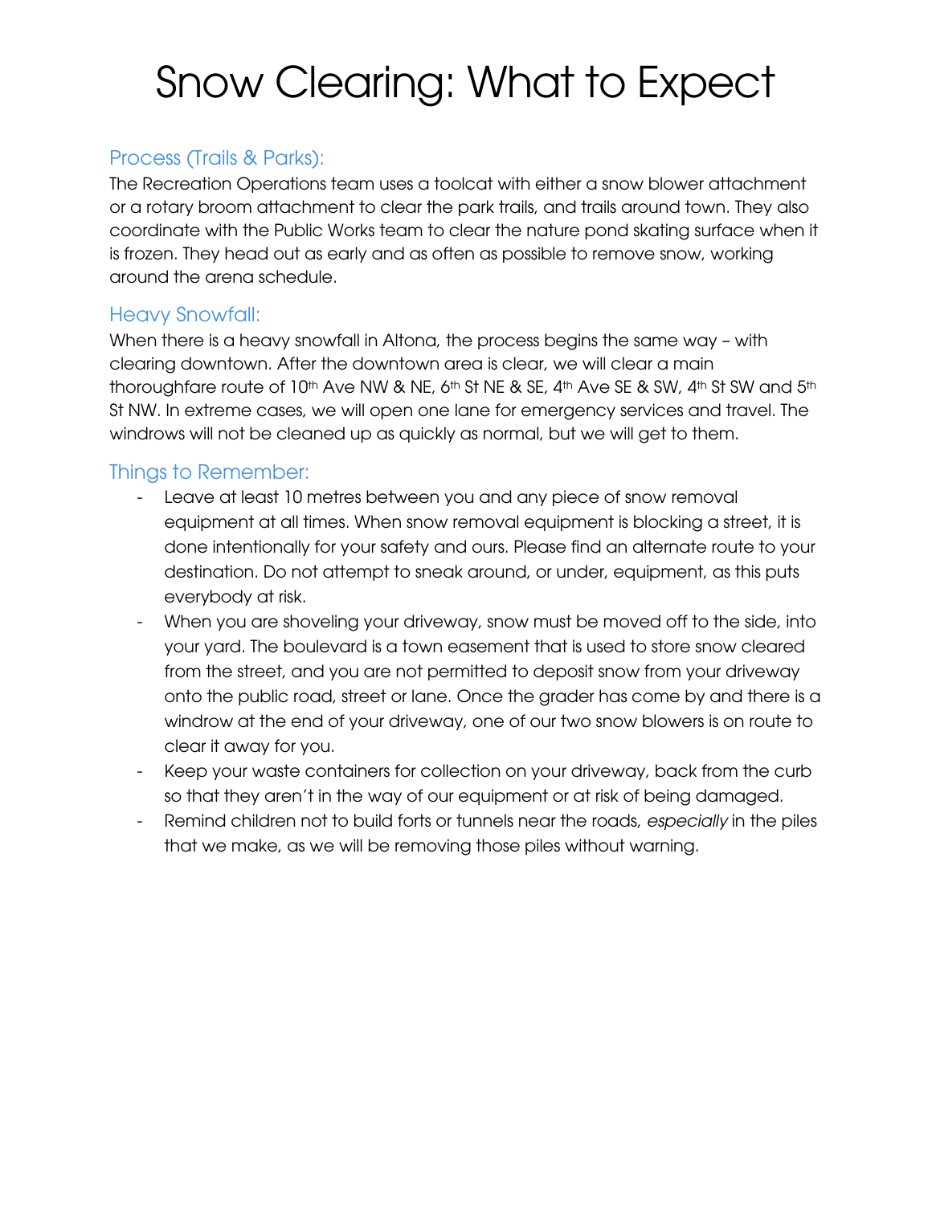# Snow Clearing: What to Expect

## Process (Trails & Parks):

The Recreation Operations team uses a toolcat with either a snow blower attachment or a rotary broom attachment to clear the park trails, and trails around town. They also coordinate with the Public Works team to clear the nature pond skating surface when it is frozen. They head out as early and as often as possible to remove snow, working around the arena schedule.

## Heavy Snowfall:

When there is a heavy snowfall in Altona, the process begins the same way – with clearing downtown. After the downtown area is clear, we will clear a main thoroughfare route of 10th Ave NW & NE, 6th St NE & SE, 4th Ave SE & SW, 4th St SW and 5th St NW. In extreme cases, we will open one lane for emergency services and travel. The windrows will not be cleaned up as quickly as normal, but we will get to them.

## Things to Remember:

- Leave at least 10 metres between you and any piece of snow removal equipment at all times. When snow removal equipment is blocking a street, it is done intentionally for your safety and ours. Please find an alternate route to your destination. Do not attempt to sneak around, or under, equipment, as this puts everybody at risk.
- When you are shoveling your driveway, snow must be moved off to the side, into your yard. The boulevard is a town easement that is used to store snow cleared from the street, and you are not permitted to deposit snow from your driveway onto the public road, street or lane. Once the grader has come by and there is a windrow at the end of your driveway, one of our two snow blowers is on route to clear it away for you.
- Keep your waste containers for collection on your driveway, back from the curb so that they aren't in the way of our equipment or at risk of being damaged.
- Remind children not to build forts or tunnels near the roads, *especially* in the piles that we make, as we will be removing those piles without warning.